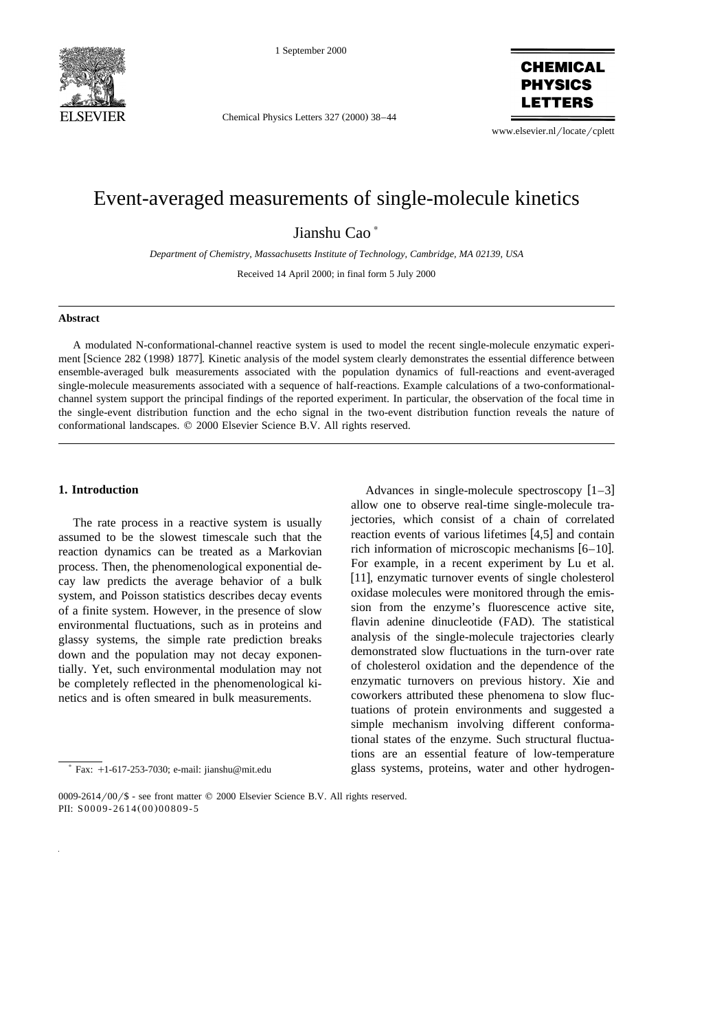# Event-averaged measurements of single-molecule kinetics

Jianshu Cao *

*Department of Chemistry, Massachusetts Institute of Technology, Cambridge, MA 02139, USA*

Received 14 April 2000; in final form 5 July 2000

## Abstract

A modulated N-conformational-channel reactive system is used to model the recent single-molecule enzymatic experiment [Science 282 (1998) 1877]. Kinetic analysis of the model system clearly demonstrates the essential difference between ensemble-averaged bulk measurements associated with the population dynamics of full-reactions and event-averaged single-molecule measurements associated with a sequence of half-reactions. Example calculations of a two-conformational-channel system support the principal findings of the reported experiment. In particular, the observation of the focal time in the single-event distribution function and the echo signal in the two-event distribution function reveals the nature of conformational landscapes. © 2000 Elsevier Science B.V. All rights reserved.

## 1. Introduction

The rate process in a reactive system is usually assumed to be the slowest timescale such that the reaction dynamics can be treated as a Markovian process. Then, the phenomenological exponential decay law predicts the average behavior of a bulk system, and Poisson statistics describes decay events of a finite system. However, in the presence of slow environmental fluctuations, such as in proteins and glassy systems, the simple rate prediction breaks down and the population may not decay exponentially. Yet, such environmental modulation may not be completely reflected in the phenomenological kinetics and is often smeared in bulk measurements.

Advances in single-molecule spectroscopy [1–3] allow one to observe real-time single-molecule trajectories, which consist of a chain of correlated reaction events of various lifetimes [4,5] and contain rich information of microscopic mechanisms [6–10]. For example, in a recent experiment by Lu et al. [11], enzymatic turnover events of single cholesterol oxidase molecules were monitored through the emission from the enzyme's fluorescence active site, flavin adenine dinucleotide (FAD). The statistical analysis of the single-molecule trajectories clearly demonstrated slow fluctuations in the turn-over rate of cholesterol oxidation and the dependence of the enzymatic turnovers on previous history. Xie and coworkers attributed these phenomena to slow fluctuations of protein environments and suggested a simple mechanism involving different conformational states of the enzyme. Such structural fluctuations are an essential feature of low-temperature glass systems, proteins, water and other hydrogen-

* Fax: +1-617-253-7030; e-mail: jianshu@mit.edu

0009-2614/00/$ - see front matter © 2000 Elsevier Science B.V. All rights reserved.
PII: S0009-2614(00)00809-5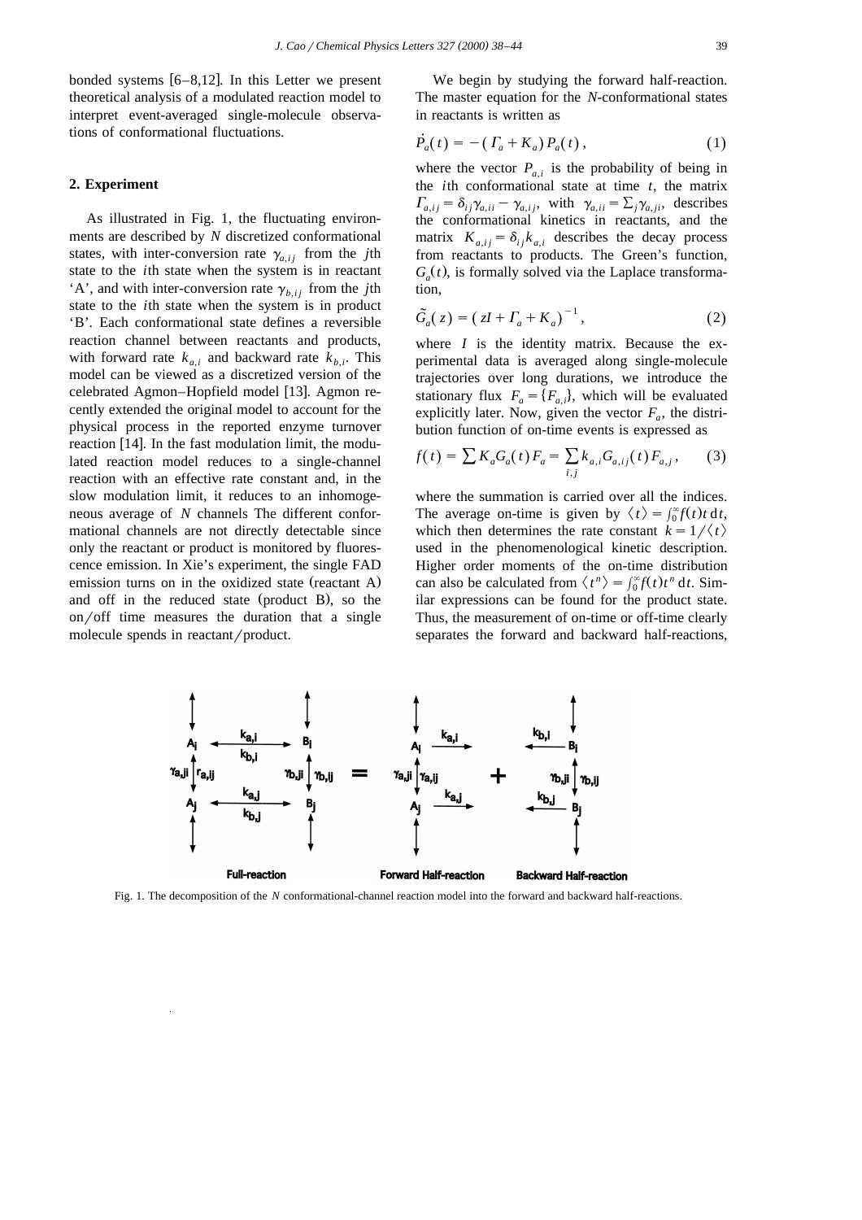bonded systems [6–8,12]. In this Letter we present theoretical analysis of a modulated reaction model to interpret event-averaged single-molecule observations of conformational fluctuations.

## 2. Experiment

As illustrated in Fig. 1, the fluctuating environments are described by $N$ discretized conformational states, with inter-conversion rate $\gamma_{a,ij}$ from the $j$th state to the $i$th state when the system is in reactant 'A', and with inter-conversion rate $\gamma_{b,ij}$ from the $j$th state to the $i$th state when the system is in product 'B'. Each conformational state defines a reversible reaction channel between reactants and products, with forward rate $k_{a,i}$ and backward rate $k_{b,i}$. This model can be viewed as a discretized version of the celebrated Agmon–Hopfield model [13]. Agmon recently extended the original model to account for the physical process in the reported enzyme turnover reaction [14]. In the fast modulation limit, the modulated reaction model reduces to a single-channel reaction with an effective rate constant and, in the slow modulation limit, it reduces to an inhomogeneous average of $N$ channels The different conformational channels are not directly detectable since only the reactant or product is monitored by fluorescence emission. In Xie's experiment, the single FAD emission turns on in the oxidized state (reactant A) and off in the reduced state (product B), so the on/off time measures the duration that a single molecule spends in reactant/product.

We begin by studying the forward half-reaction. The master equation for the $N$-conformational states in reactants is written as

$$\dot{P}_a(t) = -(\Gamma_a + K_a)P_a(t), \tag{1}$$

where the vector $P_{a,i}$ is the probability of being in the $i$th conformational state at time $t$, the matrix $\Gamma_{a,ij} = \delta_{ij}\gamma_{a,ii} - \gamma_{a,ij}$, with $\gamma_{a,ii} = \sum_j \gamma_{a,ji}$, describes the conformational kinetics in reactants, and the matrix $K_{a,ij} = \delta_{ij}k_{a,i}$ describes the decay process from reactants to products. The Green's function, $G_a(t)$, is formally solved via the Laplace transformation,

$$\tilde{G}_a(z) = (zI + \Gamma_a + K_a)^{-1}, \tag{2}$$

where $I$ is the identity matrix. Because the experimental data is averaged along single-molecule trajectories over long durations, we introduce the stationary flux $F_a = \{F_{a,i}\}$, which will be evaluated explicitly later. Now, given the vector $F_a$, the distribution function of on-time events is expressed as

$$f(t) = \sum K_a G_a(t) F_a = \sum_{i,j} k_{a,i} G_{a,ij}(t) F_{a,j}, \tag{3}$$

where the summation is carried over all the indices. The average on-time is given by $\langle t \rangle = \int_0^\infty f(t) t \,\mathrm{d}t$, which then determines the rate constant $k = 1/\langle t \rangle$ used in the phenomenological kinetic description. Higher order moments of the on-time distribution can also be calculated from $\langle t^n \rangle = \int_0^\infty f(t) t^n \,\mathrm{d}t$. Similar expressions can be found for the product state. Thus, the measurement of on-time or off-time clearly separates the forward and backward half-reactions,

Fig. 1. The decomposition of the $N$ conformational-channel reaction model into the forward and backward half-reactions.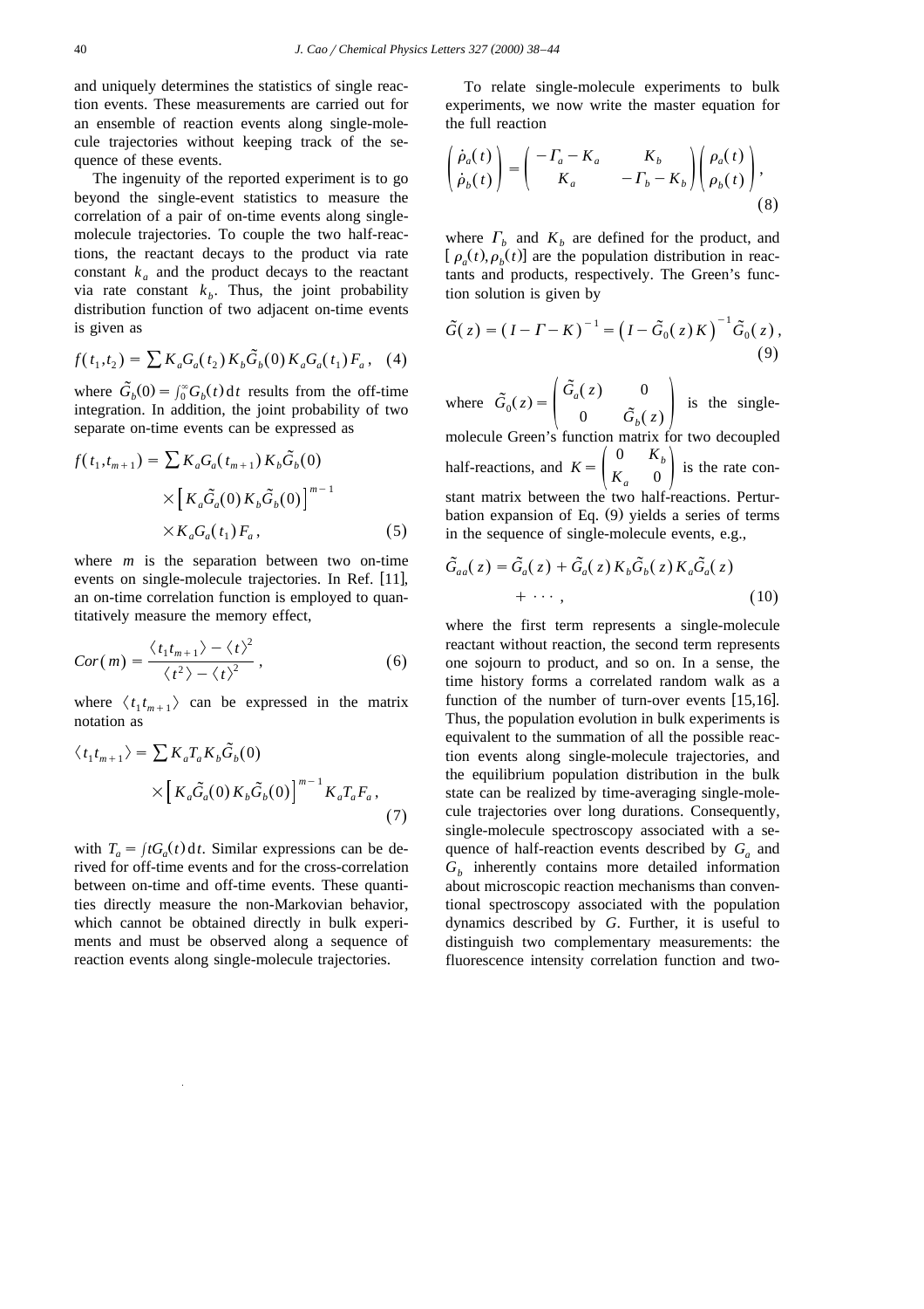and uniquely determines the statistics of single reaction events. These measurements are carried out for an ensemble of reaction events along single-molecule trajectories without keeping track of the sequence of these events.

The ingenuity of the reported experiment is to go beyond the single-event statistics to measure the correlation of a pair of on-time events along single-molecule trajectories. To couple the two half-reactions, the reactant decays to the product via rate constant $k_a$ and the product decays to the reactant via rate constant $k_b$. Thus, the joint probability distribution function of two adjacent on-time events is given as

$$f(t_1,t_2) = \sum K_a G_a(t_2) K_b \tilde{G}_b(0) K_a G_a(t_1) F_a, \quad (4)$$

where $\tilde{G}_b(0) = \int_0^\infty G_b(t)\,\mathrm{d}t$ results from the off-time integration. In addition, the joint probability of two separate on-time events can be expressed as

$$f(t_1,t_{m+1}) = \sum K_a G_a(t_{m+1}) K_b \tilde{G}_b(0) \times \left[ K_a \tilde{G}_a(0) K_b \tilde{G}_b(0) \right]^{m-1} \times K_a G_a(t_1) F_a, \quad (5)$$

where $m$ is the separation between two on-time events on single-molecule trajectories. In Ref. [11], an on-time correlation function is employed to quantitatively measure the memory effect,

$$Cor(m) = \frac{\langle t_1 t_{m+1} \rangle - \langle t \rangle^2}{\langle t^2 \rangle - \langle t \rangle^2}, \quad (6)$$

where $\langle t_1 t_{m+1} \rangle$ can be expressed in the matrix notation as

$$\langle t_1 t_{m+1} \rangle = \sum K_a T_a K_b \tilde{G}_b(0) \times \left[ K_a \tilde{G}_a(0) K_b \tilde{G}_b(0) \right]^{m-1} K_a T_a F_a, \quad (7)$$

with $T_a = \int t G_a(t)\,\mathrm{d}t$. Similar expressions can be derived for off-time events and for the cross-correlation between on-time and off-time events. These quantities directly measure the non-Markovian behavior, which cannot be obtained directly in bulk experiments and must be observed along a sequence of reaction events along single-molecule trajectories.

To relate single-molecule experiments to bulk experiments, we now write the master equation for the full reaction

$$\begin{pmatrix} \dot{\rho}_a(t) \\ \dot{\rho}_b(t) \end{pmatrix} = \begin{pmatrix} -\Gamma_a - K_a & K_b \\ K_a & -\Gamma_b - K_b \end{pmatrix} \begin{pmatrix} \rho_a(t) \\ \rho_b(t) \end{pmatrix}, \quad (8)$$

where $\Gamma_b$ and $K_b$ are defined for the product, and $[\rho_a(t), \rho_b(t)]$ are the population distribution in reactants and products, respectively. The Green's function solution is given by

$$\tilde{G}(z) = (I - \Gamma - K)^{-1} = \left(I - \tilde{G}_0(z) K\right)^{-1} \tilde{G}_0(z), \quad (9)$$

where $\tilde{G}_0(z) = \begin{pmatrix} \tilde{G}_a(z) & 0 \\ 0 & \tilde{G}_b(z) \end{pmatrix}$ is the single-molecule Green's function matrix for two decoupled half-reactions, and $K = \begin{pmatrix} 0 & K_b \\ K_a & 0 \end{pmatrix}$ is the rate constant matrix between the two half-reactions. Perturbation expansion of Eq. (9) yields a series of terms in the sequence of single-molecule events, e.g.,

$$\tilde{G}_{aa}(z) = \tilde{G}_a(z) + \tilde{G}_a(z) K_b \tilde{G}_b(z) K_a \tilde{G}_a(z) + \cdots, \quad (10)$$

where the first term represents a single-molecule reactant without reaction, the second term represents one sojourn to product, and so on. In a sense, the time history forms a correlated random walk as a function of the number of turn-over events [15,16]. Thus, the population evolution in bulk experiments is equivalent to the summation of all the possible reaction events along single-molecule trajectories, and the equilibrium population distribution in the bulk state can be realized by time-averaging single-molecule trajectories over long durations. Consequently, single-molecule spectroscopy associated with a sequence of half-reaction events described by $G_a$ and $G_b$ inherently contains more detailed information about microscopic reaction mechanisms than conventional spectroscopy associated with the population dynamics described by $G$. Further, it is useful to distinguish two complementary measurements: the fluorescence intensity correlation function and two-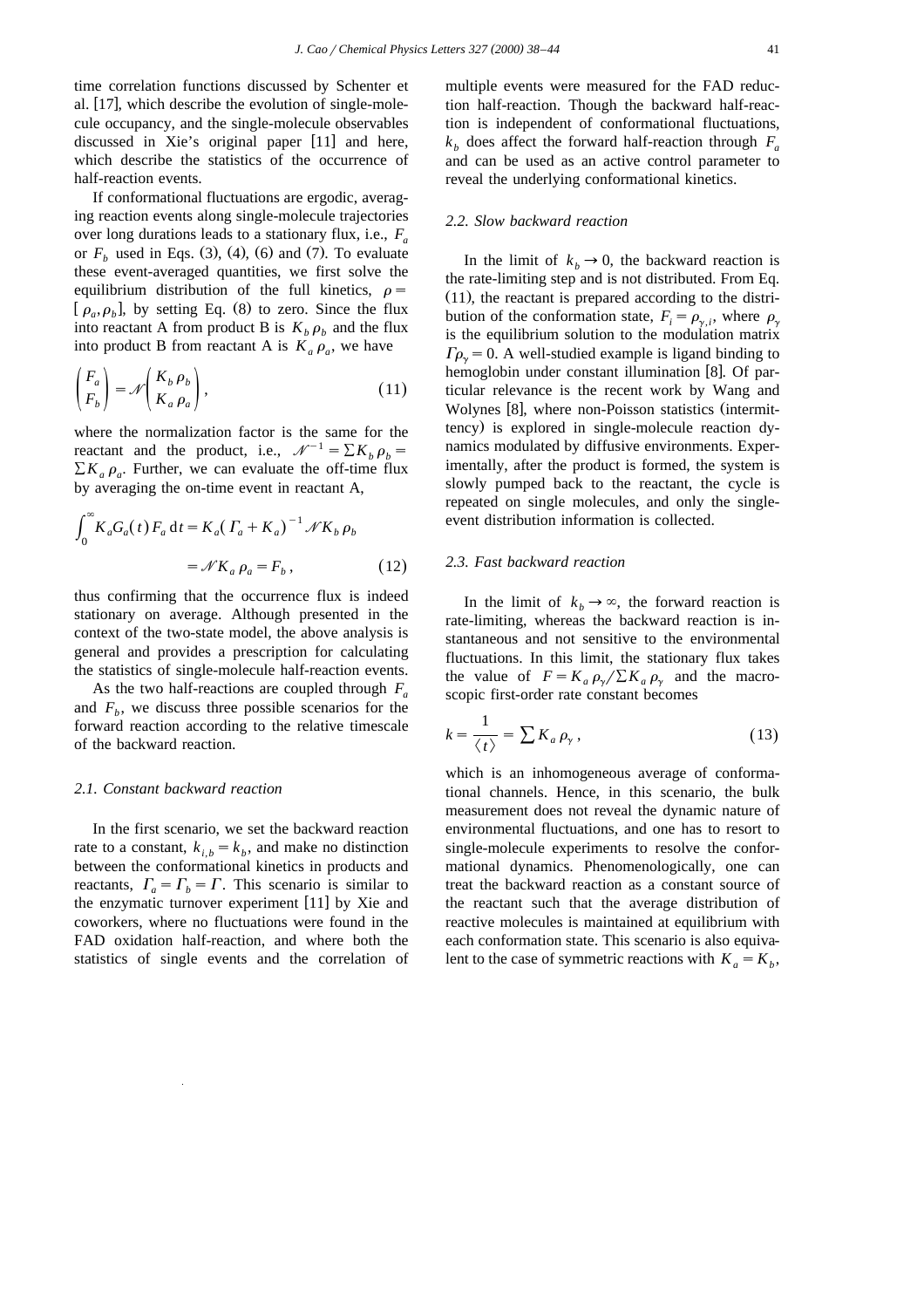time correlation functions discussed by Schenter et al. [17], which describe the evolution of single-molecule occupancy, and the single-molecule observables discussed in Xie's original paper [11] and here, which describe the statistics of the occurrence of half-reaction events.

If conformational fluctuations are ergodic, averaging reaction events along single-molecule trajectories over long durations leads to a stationary flux, i.e., $F_a$ or $F_b$ used in Eqs. (3), (4), (6) and (7). To evaluate these event-averaged quantities, we first solve the equilibrium distribution of the full kinetics, $\rho = [\rho_a, \rho_b]$, by setting Eq. (8) to zero. Since the flux into reactant A from product B is $K_b \rho_b$ and the flux into product B from reactant A is $K_a \rho_a$, we have

$$\begin{pmatrix} F_a \\ F_b \end{pmatrix} = \mathscr{N} \begin{pmatrix} K_b \rho_b \\ K_a \rho_a \end{pmatrix}, \tag{11}$$

where the normalization factor is the same for the reactant and the product, i.e., $\mathscr{N}^{-1} = \sum K_b \rho_b = \sum K_a \rho_a$. Further, we can evaluate the off-time flux by averaging the on-time event in reactant A,

$$\int_0^\infty K_a G_a(t) F_a \, dt = K_a (\Gamma_a + K_a)^{-1} \mathscr{N} K_b \rho_b = \mathscr{N} K_a \rho_a = F_b, \tag{12}$$

thus confirming that the occurrence flux is indeed stationary on average. Although presented in the context of the two-state model, the above analysis is general and provides a prescription for calculating the statistics of single-molecule half-reaction events.

As the two half-reactions are coupled through $F_a$ and $F_b$, we discuss three possible scenarios for the forward reaction according to the relative timescale of the backward reaction.

### 2.1. Constant backward reaction

In the first scenario, we set the backward reaction rate to a constant, $k_{i,b} = k_b$, and make no distinction between the conformational kinetics in products and reactants, $\Gamma_a = \Gamma_b = \Gamma$. This scenario is similar to the enzymatic turnover experiment [11] by Xie and coworkers, where no fluctuations were found in the FAD oxidation half-reaction, and where both the statistics of single events and the correlation of multiple events were measured for the FAD reduction half-reaction. Though the backward half-reaction is independent of conformational fluctuations, $k_b$ does affect the forward half-reaction through $F_a$ and can be used as an active control parameter to reveal the underlying conformational kinetics.

### 2.2. Slow backward reaction

In the limit of $k_b \to 0$, the backward reaction is the rate-limiting step and is not distributed. From Eq. (11), the reactant is prepared according to the distribution of the conformation state, $F_i = \rho_{\gamma,i}$, where $\rho_\gamma$ is the equilibrium solution to the modulation matrix $\Gamma \rho_\gamma = 0$. A well-studied example is ligand binding to hemoglobin under constant illumination [8]. Of particular relevance is the recent work by Wang and Wolynes [8], where non-Poisson statistics (intermittency) is explored in single-molecule reaction dynamics modulated by diffusive environments. Experimentally, after the product is formed, the system is slowly pumped back to the reactant, the cycle is repeated on single molecules, and only the single-event distribution information is collected.

### 2.3. Fast backward reaction

In the limit of $k_b \to \infty$, the forward reaction is rate-limiting, whereas the backward reaction is instantaneous and not sensitive to the environmental fluctuations. In this limit, the stationary flux takes the value of $F = K_a \rho_\gamma / \sum K_a \rho_\gamma$ and the macroscopic first-order rate constant becomes

$$k = \frac{1}{\langle t \rangle} = \sum K_a \rho_\gamma, \tag{13}$$

which is an inhomogeneous average of conformational channels. Hence, in this scenario, the bulk measurement does not reveal the dynamic nature of environmental fluctuations, and one has to resort to single-molecule experiments to resolve the conformational dynamics. Phenomenologically, one can treat the backward reaction as a constant source of the reactant such that the average distribution of reactive molecules is maintained at equilibrium with each conformation state. This scenario is also equivalent to the case of symmetric reactions with $K_a = K_b$,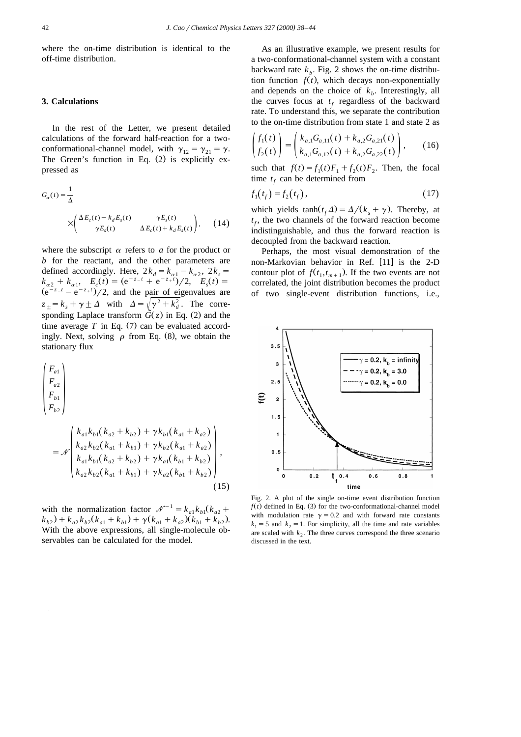where the on-time distribution is identical to the off-time distribution.

## 3. Calculations

In the rest of the Letter, we present detailed calculations of the forward half-reaction for a two-conformational-channel model, with $\gamma_{12} = \gamma_{21} = \gamma$. The Green's function in Eq. (2) is explicitly expressed as

$$G_\alpha(t) = \frac{1}{\Delta} \times \begin{pmatrix} \Delta E_c(t) - k_d E_s(t) & \gamma E_s(t) \\ \gamma E_s(t) & \Delta E_c(t) + k_d E_s(t) \end{pmatrix}, \quad (14)$$

where the subscript $\alpha$ refers to $a$ for the product or $b$ for the reactant, and the other parameters are defined accordingly. Here, $2k_d = k_{\alpha 1} - k_{\alpha 2}$, $2k_s = k_{\alpha 2} + k_{\alpha 1}$, $E_c(t) = (e^{-z_- t} + e^{-z_+ t})/2$, $E_s(t) = (e^{-z_- t} - e^{-z_+ t})/2$, and the pair of eigenvalues are $z_\pm = k_s + \gamma \pm \Delta$ with $\Delta = \sqrt{\gamma^2 + k_d^2}$. The corresponding Laplace transform $\hat{G}(z)$ in Eq. (2) and the time average $T$ in Eq. (7) can be evaluated accordingly. Next, solving $\rho$ from Eq. (8), we obtain the stationary flux

$$\begin{pmatrix} F_{a1} \\ F_{a2} \\ F_{b1} \\ F_{b2} \end{pmatrix} = \mathcal{N} \begin{pmatrix} k_{a1}k_{b1}(k_{a2} + k_{b2}) + \gamma k_{b1}(k_{a1} + k_{a2}) \\ k_{a2}k_{b2}(k_{a1} + k_{b1}) + \gamma k_{b2}(k_{a1} + k_{a2}) \\ k_{a1}k_{b1}(k_{a2} + k_{b2}) + \gamma k_{a1}(k_{b1} + k_{b2}) \\ k_{a2}k_{b2}(k_{a1} + k_{b1}) + \gamma k_{a2}(k_{b1} + k_{b2}) \end{pmatrix}, \quad (15)$$

with the normalization factor $\mathcal{N}^{-1} = k_{a1}k_{b1}(k_{a2} + k_{b2}) + k_{a2}k_{b2}(k_{a1} + k_{b1}) + \gamma(k_{a1} + k_{a2})(k_{b1} + k_{b2})$. With the above expressions, all single-molecule observables can be calculated for the model.

As an illustrative example, we present results for a two-conformational-channel system with a constant backward rate $k_b$. Fig. 2 shows the on-time distribution function $f(t)$, which decays non-exponentially and depends on the choice of $k_b$. Interestingly, all the curves focus at $t_f$ regardless of the backward rate. To understand this, we separate the contribution to the on-time distribution from state 1 and state 2 as

$$\begin{pmatrix} f_1(t) \\ f_2(t) \end{pmatrix} = \begin{pmatrix} k_{a,1}G_{a,11}(t) + k_{a,2}G_{a,21}(t) \\ k_{a,1}G_{a,12}(t) + k_{a,2}G_{a,22}(t) \end{pmatrix}, \quad (16)$$

such that $f(t) = f_1(t)F_1 + f_2(t)F_2$. Then, the focal time $t_f$ can be determined from

$$f_1(t_f) = f_2(t_f), \quad (17)$$

which yields $\tanh(t_f \Delta) = \Delta/(k_s + \gamma)$. Thereby, at $t_f$, the two channels of the forward reaction become indistinguishable, and thus the forward reaction is decoupled from the backward reaction.

Perhaps, the most visual demonstration of the non-Markovian behavior in Ref. [11] is the 2-D contour plot of $f(t_1, t_{m+1})$. If the two events are not correlated, the joint distribution becomes the product of two single-event distribution functions, i.e.,

Fig. 2. A plot of the single on-time event distribution function $f(t)$ defined in Eq. (3) for the two-conformational-channel model with modulation rate $\gamma = 0.2$ and with forward rate constants $k_1 = 5$ and $k_2 = 1$. For simplicity, all the time and rate variables are scaled with $k_2$. The three curves correspond the three scenario discussed in the text.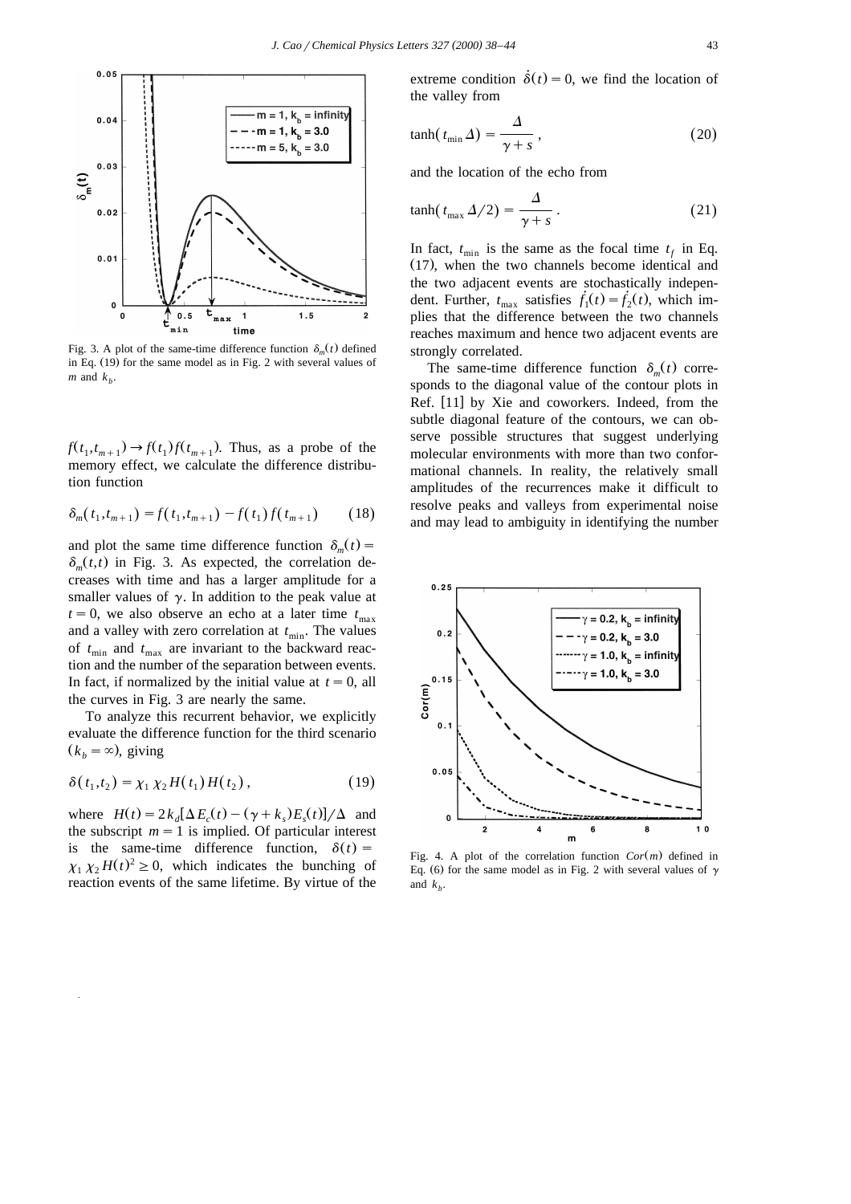Fig. 3. A plot of the same-time difference function $\delta_m(t)$ defined in Eq. (19) for the same model as in Fig. 2 with several values of $m$ and $k_b$.

$f(t_1,t_{m+1}) \to f(t_1)f(t_{m+1})$. Thus, as a probe of the memory effect, we calculate the difference distribution function

$$\delta_m(t_1,t_{m+1}) = f(t_1,t_{m+1}) - f(t_1)f(t_{m+1}) \qquad (18)$$

and plot the same time difference function $\delta_m(t) = \delta_m(t,t)$ in Fig. 3. As expected, the correlation decreases with time and has a larger amplitude for a smaller values of $\gamma$. In addition to the peak value at $t=0$, we also observe an echo at a later time $t_{\max}$ and a valley with zero correlation at $t_{\min}$. The values of $t_{\min}$ and $t_{\max}$ are invariant to the backward reaction and the number of the separation between events. In fact, if normalized by the initial value at $t=0$, all the curves in Fig. 3 are nearly the same.

To analyze this recurrent behavior, we explicitly evaluate the difference function for the third scenario ($k_b = \infty$), giving

$$\delta(t_1,t_2) = \chi_1 \chi_2 H(t_1) H(t_2), \qquad (19)$$

where $H(t) = 2k_d[\Delta E_c(t) - (\gamma + k_s)E_s(t)]/\Delta$ and the subscript $m=1$ is implied. Of particular interest is the same-time difference function, $\delta(t) = \chi_1 \chi_2 H(t)^2 \geq 0$, which indicates the bunching of reaction events of the same lifetime. By virtue of the extreme condition $\dot{\delta}(t) = 0$, we find the location of the valley from

$$\tanh(t_{\min}\Delta) = \frac{\Delta}{\gamma + s}, \qquad (20)$$

and the location of the echo from

$$\tanh(t_{\max}\Delta/2) = \frac{\Delta}{\gamma + s}. \qquad (21)$$

In fact, $t_{\min}$ is the same as the focal time $t_f$ in Eq. (17), when the two channels become identical and the two adjacent events are stochastically independent. Further, $t_{\max}$ satisfies $\dot{f}_1(t) = \dot{f}_2(t)$, which implies that the difference between the two channels reaches maximum and hence two adjacent events are strongly correlated.

The same-time difference function $\delta_m(t)$ corresponds to the diagonal value of the contour plots in Ref. [11] by Xie and coworkers. Indeed, from the subtle diagonal feature of the contours, we can observe possible structures that suggest underlying molecular environments with more than two conformational channels. In reality, the relatively small amplitudes of the recurrences make it difficult to resolve peaks and valleys from experimental noise and may lead to ambiguity in identifying the number

Fig. 4. A plot of the correlation function $Cor(m)$ defined in Eq. (6) for the same model as in Fig. 2 with several values of $\gamma$ and $k_b$.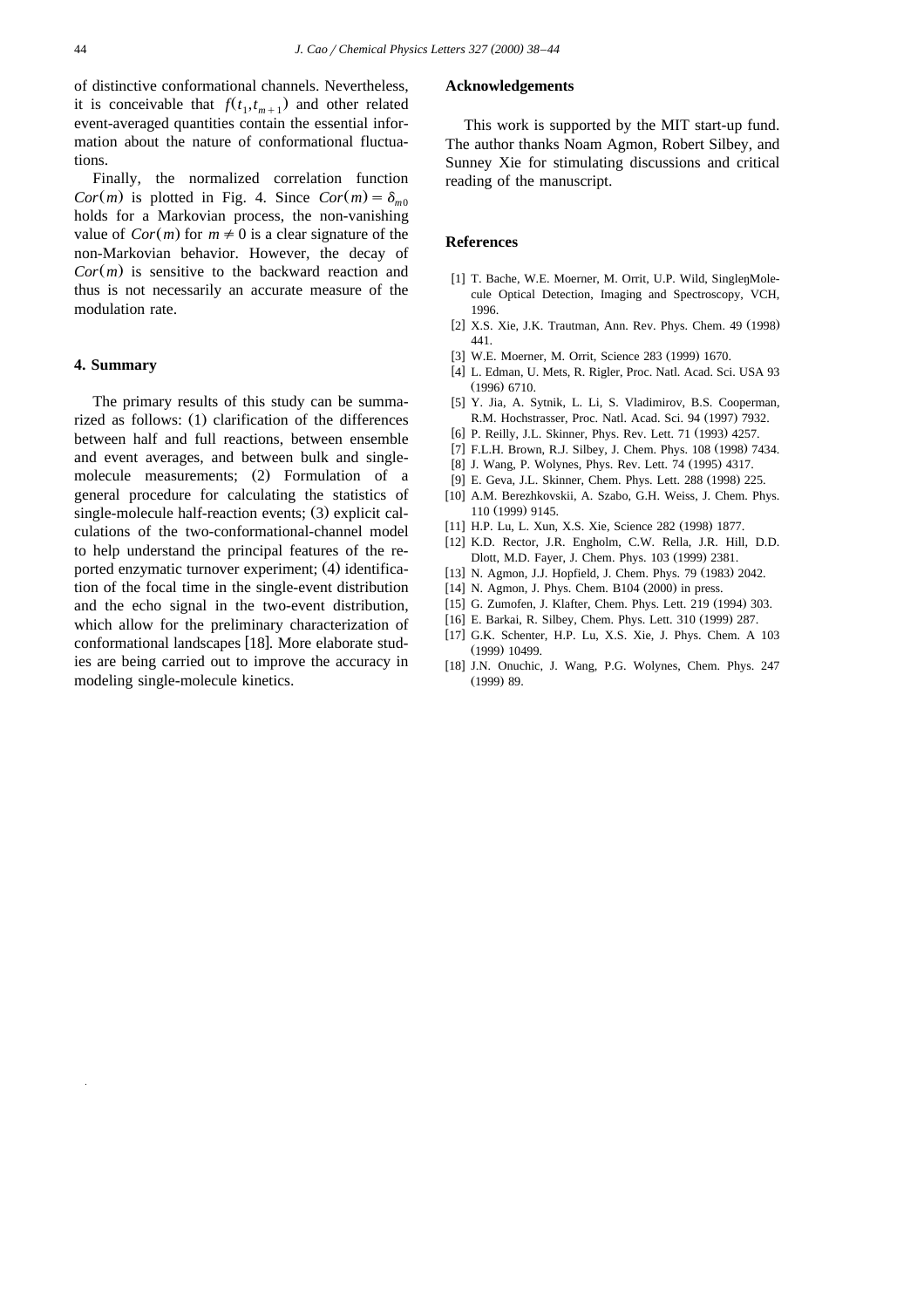of distinctive conformational channels. Nevertheless, it is conceivable that $f(t_1, t_{m+1})$ and other related event-averaged quantities contain the essential information about the nature of conformational fluctuations.

Finally, the normalized correlation function $Cor(m)$ is plotted in Fig. 4. Since $Cor(m) = \delta_{m0}$ holds for a Markovian process, the non-vanishing value of $Cor(m)$ for $m \neq 0$ is a clear signature of the non-Markovian behavior. However, the decay of $Cor(m)$ is sensitive to the backward reaction and thus is not necessarily an accurate measure of the modulation rate.

## 4. Summary

The primary results of this study can be summarized as follows: (1) clarification of the differences between half and full reactions, between ensemble and event averages, and between bulk and single-molecule measurements; (2) Formulation of a general procedure for calculating the statistics of single-molecule half-reaction events; (3) explicit calculations of the two-conformational-channel model to help understand the principal features of the reported enzymatic turnover experiment; (4) identification of the focal time in the single-event distribution and the echo signal in the two-event distribution, which allow for the preliminary characterization of conformational landscapes [18]. More elaborate studies are being carried out to improve the accuracy in modeling single-molecule kinetics.

## Acknowledgements

This work is supported by the MIT start-up fund. The author thanks Noam Agmon, Robert Silbey, and Sunney Xie for stimulating discussions and critical reading of the manuscript.

## References

[1] T. Bache, W.E. Moerner, M. Orrit, U.P. Wild, Single-Molecule Optical Detection, Imaging and Spectroscopy, VCH, 1996.
[2] X.S. Xie, J.K. Trautman, Ann. Rev. Phys. Chem. 49 (1998) 441.
[3] W.E. Moerner, M. Orrit, Science 283 (1999) 1670.
[4] L. Edman, U. Mets, R. Rigler, Proc. Natl. Acad. Sci. USA 93 (1996) 6710.
[5] Y. Jia, A. Sytnik, L. Li, S. Vladimirov, B.S. Cooperman, R.M. Hochstrasser, Proc. Natl. Acad. Sci. 94 (1997) 7932.
[6] P. Reilly, J.L. Skinner, Phys. Rev. Lett. 71 (1993) 4257.
[7] F.L.H. Brown, R.J. Silbey, J. Chem. Phys. 108 (1998) 7434.
[8] J. Wang, P. Wolynes, Phys. Rev. Lett. 74 (1995) 4317.
[9] E. Geva, J.L. Skinner, Chem. Phys. Lett. 288 (1998) 225.
[10] A.M. Berezhkovskii, A. Szabo, G.H. Weiss, J. Chem. Phys. 110 (1999) 9145.
[11] H.P. Lu, L. Xun, X.S. Xie, Science 282 (1998) 1877.
[12] K.D. Rector, J.R. Engholm, C.W. Rella, J.R. Hill, D.D. Dlott, M.D. Fayer, J. Chem. Phys. 103 (1999) 2381.
[13] N. Agmon, J.J. Hopfield, J. Chem. Phys. 79 (1983) 2042.
[14] N. Agmon, J. Phys. Chem. B104 (2000) in press.
[15] G. Zumofen, J. Klafter, Chem. Phys. Lett. 219 (1994) 303.
[16] E. Barkai, R. Silbey, Chem. Phys. Lett. 310 (1999) 287.
[17] G.K. Schenter, H.P. Lu, X.S. Xie, J. Phys. Chem. A 103 (1999) 10499.
[18] J.N. Onuchic, J. Wang, P.G. Wolynes, Chem. Phys. 247 (1999) 89.